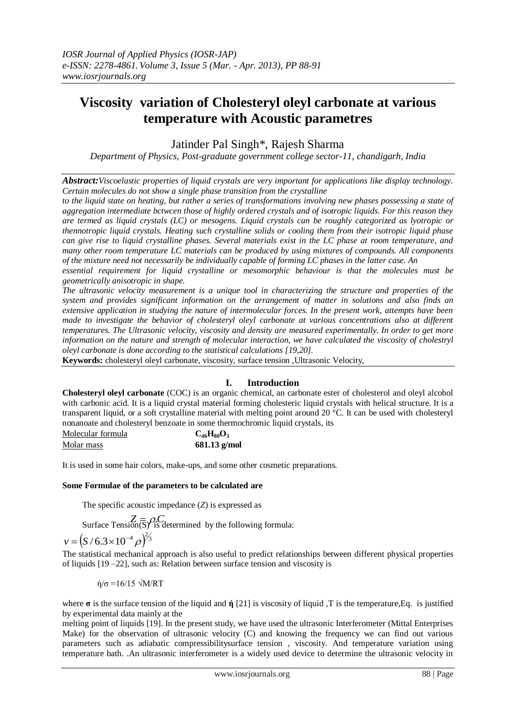# Viscosity variation of Cholesteryl oleyl carbonate at various temperature with Acoustic parametres

Jatinder Pal Singh*, Rajesh Sharma

*Department of Physics, Post-graduate government college sector-11, chandigarh, India*

***Abstract:*** *Viscoelastic properties of liquid crystals are very important for applications like display technology. Certain molecules do not show a single phase transition from the crystalline to the liquid state on heating, but rather a series of transformations involving new phases possessing a state of aggregation intermediate bctwcen those of highly ordered crystals and of isotropic liquids. For this reason they are termed as liquid crystals (LC) or mesogens. Liquid crystals can be roughly categorized as lyotropic or thennotropic liquid crystals. Heating such crystalline solids or cooling them from their isotropic liquid phase can give rise to liquid crystalline phases. Several materials exist in the LC phase at room temperature, and many other room temperature LC materials can be produced by using mixtures of compounds. All components of the mixture need not necessarily be individually capable of forming LC phases in the latter case. An essential requirement for liquid crystalline or mesomorphic behaviour is that the molecules must be geometrically anisotropic in shape.*

*The ultrasonic velocity measurement is a unique tool in characterizing the structure and properties of the system and provides significant information on the arrangement of matter in solutions and also finds an extensive application in studying the nature of intermolecular forces. In the present work, attempts have been made to investigate the behavior of cholesteryl oleyl carbonate at various concentrations also at different temperatures. The Ultrasonic velocity, viscosity and density are measured experimentally. In order to get more information on the nature and strength of molecular interaction, we have calculated the viscosity of cholestryl oleyl carbonate is done according to the statistical calculations [19,20].*

**Keywords:** cholesteryl oleyl carbonate, viscosity, surface tension ,Ultrasonic Velocity,

## I. Introduction

**Cholesteryl oleyl carbonate** (COC) is an organic chemical, an carbonate ester of cholesterol and oleyl alcohol with carbonic acid. It is a liquid crystal material forming cholesteric liquid crystals with helical structure. It is a transparent liquid, or a soft crystalline material with melting point around 20 °C. It can be used with cholesteryl nonanoate and cholesteryl benzoate in some thermochromic liquid crystals, its

| Molecular formula | $C_{46}H_{80}O_3$ |
|---|---|
| Molar mass | **681.13 g/mol** |

It is used in some hair colors, make-ups, and some other cosmetic preparations.

**Some Formulae of the parameters to be calculated are**

The specific acoustic impedance ($Z$) is expressed as

$$Z = \rho.C$$

Surface Tension(S) is determined by the following formula:

$$v = \left(S / 6.3 \times 10^{-4} \rho\right)^{2/3}$$

The statistical mechanical approach is also useful to predict relationships between different physical properties of liquids [19 –22], such as: Relation between surface tension and viscosity is

$$ή/σ = 16/15 \sqrt{M/RT}$$

where **σ** is the surface tension of the liquid and **ή** [21] is viscosity of liquid ,T is the temperature,Eq. is justified by experimental data mainly at the melting point of liquids [19]. In the present study, we have used the ultrasonic Interferometer (Mittal Enterprises Make) for the observation of ultrasonic velocity (C) and knowing the frequency we can find out various parameters such as adiabatic compressibilitysurface tension , viscosity. And temperature variation using temperature bath. .An ultrasonic interferometer is a widely used device to determine the ultrasonic velocity in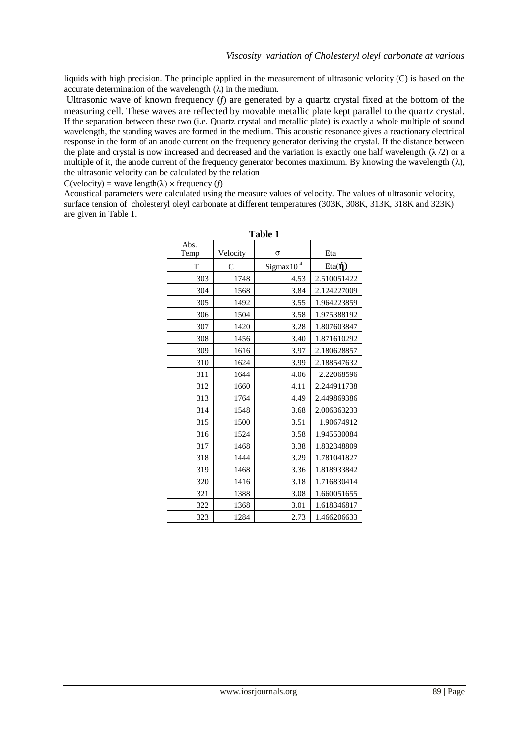liquids with high precision. The principle applied in the measurement of ultrasonic velocity (C) is based on the accurate determination of the wavelength (λ) in the medium.

Ultrasonic wave of known frequency (*f*) are generated by a quartz crystal fixed at the bottom of the measuring cell. These waves are reflected by movable metallic plate kept parallel to the quartz crystal. If the separation between these two (i.e. Quartz crystal and metallic plate) is exactly a whole multiple of sound wavelength, the standing waves are formed in the medium. This acoustic resonance gives a reactionary electrical response in the form of an anode current on the frequency generator deriving the crystal. If the distance between the plate and crystal is now increased and decreased and the variation is exactly one half wavelength (λ /2) or a multiple of it, the anode current of the frequency generator becomes maximum. By knowing the wavelength (λ), the ultrasonic velocity can be calculated by the relation

C(velocity) = wave length(λ) × frequency (*f*)

Acoustical parameters were calculated using the measure values of velocity. The values of ultrasonic velocity, surface tension of cholesteryl oleyl carbonate at different temperatures (303K, 308K, 313K, 318K and 323K) are given in Table 1.

**Table 1**

| Abs. Temp | Velocity | σ | Eta |
|---|---|---|---|
| T | C | Sigmax$10^{-4}$ | Eta(ή) |
| 303 | 1748 | 4.53 | 2.510051422 |
| 304 | 1568 | 3.84 | 2.124227009 |
| 305 | 1492 | 3.55 | 1.964223859 |
| 306 | 1504 | 3.58 | 1.975388192 |
| 307 | 1420 | 3.28 | 1.807603847 |
| 308 | 1456 | 3.40 | 1.871610292 |
| 309 | 1616 | 3.97 | 2.180628857 |
| 310 | 1624 | 3.99 | 2.188547632 |
| 311 | 1644 | 4.06 | 2.22068596 |
| 312 | 1660 | 4.11 | 2.244911738 |
| 313 | 1764 | 4.49 | 2.449869386 |
| 314 | 1548 | 3.68 | 2.006363233 |
| 315 | 1500 | 3.51 | 1.90674912 |
| 316 | 1524 | 3.58 | 1.945530084 |
| 317 | 1468 | 3.38 | 1.832348809 |
| 318 | 1444 | 3.29 | 1.781041827 |
| 319 | 1468 | 3.36 | 1.818933842 |
| 320 | 1416 | 3.18 | 1.716830414 |
| 321 | 1388 | 3.08 | 1.660051655 |
| 322 | 1368 | 3.01 | 1.618346817 |
| 323 | 1284 | 2.73 | 1.466206633 |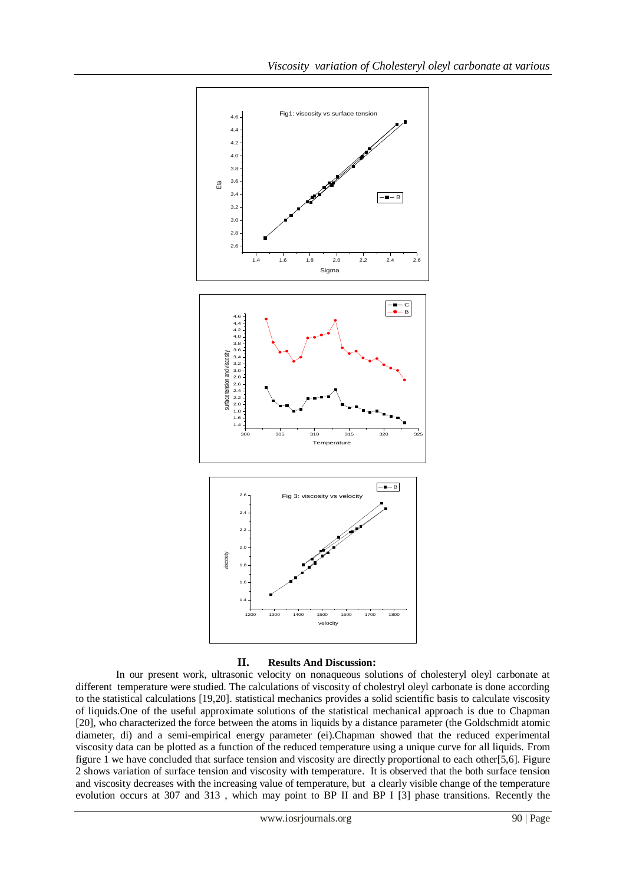## II. Results And Discussion:

In our present work, ultrasonic velocity on nonaqueous solutions of cholesteryl oleyl carbonate at different temperature were studied. The calculations of viscosity of cholestryl oleyl carbonate is done according to the statistical calculations [19,20]. statistical mechanics provides a solid scientific basis to calculate viscosity of liquids.One of the useful approximate solutions of the statistical mechanical approach is due to Chapman [20], who characterized the force between the atoms in liquids by a distance parameter (the Goldschmidt atomic diameter, di) and a semi-empirical energy parameter (ei).Chapman showed that the reduced experimental viscosity data can be plotted as a function of the reduced temperature using a unique curve for all liquids. From figure 1 we have concluded that surface tension and viscosity are directly proportional to each other[5,6]. Figure 2 shows variation of surface tension and viscosity with temperature. It is observed that the both surface tension and viscosity decreases with the increasing value of temperature, but a clearly visible change of the temperature evolution occurs at 307 and 313 , which may point to BP II and BP I [3] phase transitions. Recently the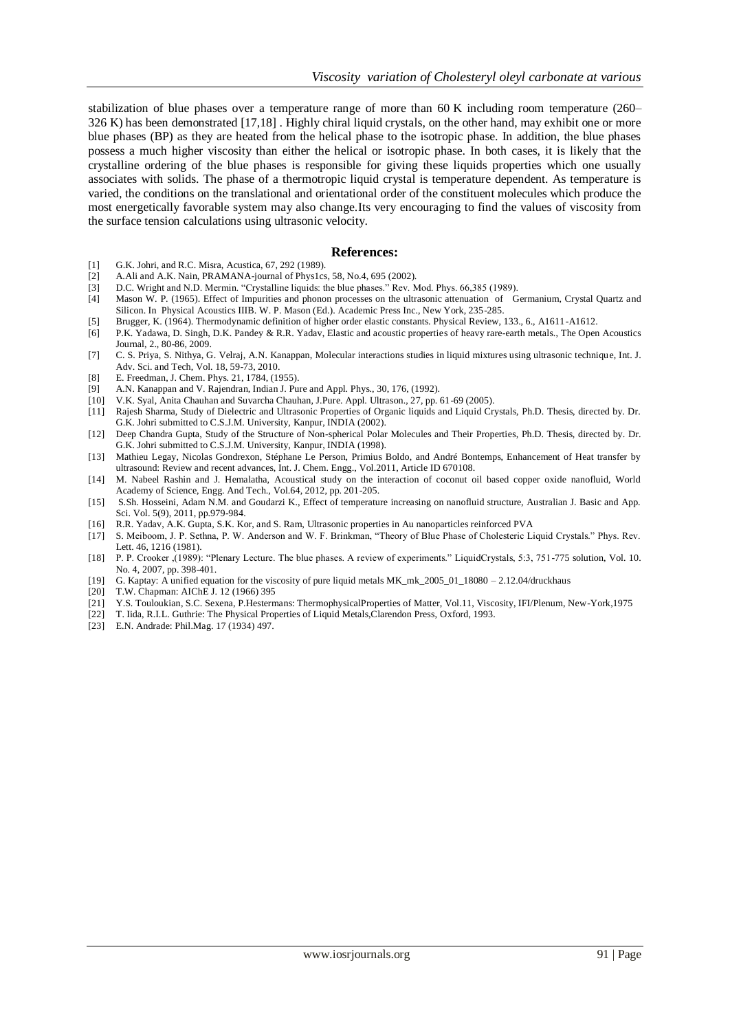stabilization of blue phases over a temperature range of more than 60 K including room temperature (260–326 K) has been demonstrated [17,18] . Highly chiral liquid crystals, on the other hand, may exhibit one or more blue phases (BP) as they are heated from the helical phase to the isotropic phase. In addition, the blue phases possess a much higher viscosity than either the helical or isotropic phase. In both cases, it is likely that the crystalline ordering of the blue phases is responsible for giving these liquids properties which one usually associates with solids. The phase of a thermotropic liquid crystal is temperature dependent. As temperature is varied, the conditions on the translational and orientational order of the constituent molecules which produce the most energetically favorable system may also change.Its very encouraging to find the values of viscosity from the surface tension calculations using ultrasonic velocity.

## References:

[1] G.K. Johri, and R.C. Misra, Acustica, 67, 292 (1989).

[2] A.Ali and A.K. Nain, PRAMANA-journal of Phys1cs, 58, No.4, 695 (2002).

[3] D.C. Wright and N.D. Mermin. "Crystalline liquids: the blue phases." Rev. Mod. Phys. 66,385 (1989).

[4] Mason W. P. (1965). Effect of Impurities and phonon processes on the ultrasonic attenuation of Germanium, Crystal Quartz and Silicon. In Physical Acoustics IIIB. W. P. Mason (Ed.). Academic Press Inc., New York, 235-285.

[5] Brugger, K. (1964). Thermodynamic definition of higher order elastic constants. Physical Review, 133., 6., A1611-A1612.

[6] P.K. Yadawa, D. Singh, D.K. Pandey & R.R. Yadav, Elastic and acoustic properties of heavy rare-earth metals., The Open Acoustics Journal, 2., 80-86, 2009.

[7] C. S. Priya, S. Nithya, G. Velraj, A.N. Kanappan, Molecular interactions studies in liquid mixtures using ultrasonic technique, Int. J. Adv. Sci. and Tech, Vol. 18, 59-73, 2010.

[8] E. Freedman, J. Chem. Phys. 21, 1784, (1955).

[9] A.N. Kanappan and V. Rajendran, Indian J. Pure and Appl. Phys., 30, 176, (1992).

[10] V.K. Syal, Anita Chauhan and Suvarcha Chauhan, J.Pure. Appl. Ultrason., 27, pp. 61-69 (2005).

[11] Rajesh Sharma, Study of Dielectric and Ultrasonic Properties of Organic liquids and Liquid Crystals, Ph.D. Thesis, directed by. Dr. G.K. Johri submitted to C.S.J.M. University, Kanpur, INDIA (2002).

[12] Deep Chandra Gupta, Study of the Structure of Non-spherical Polar Molecules and Their Properties, Ph.D. Thesis, directed by. Dr. G.K. Johri submitted to C.S.J.M. University, Kanpur, INDIA (1998).

[13] Mathieu Legay, Nicolas Gondrexon, Stéphane Le Person, Primius Boldo, and André Bontemps, Enhancement of Heat transfer by ultrasound: Review and recent advances, Int. J. Chem. Engg., Vol.2011, Article ID 670108.

[14] M. Nabeel Rashin and J. Hemalatha, Acoustical study on the interaction of coconut oil based copper oxide nanofluid, World Academy of Science, Engg. And Tech., Vol.64, 2012, pp. 201-205.

[15] S.Sh. Hosseini, Adam N.M. and Goudarzi K., Effect of temperature increasing on nanofluid structure, Australian J. Basic and App. Sci. Vol. 5(9), 2011, pp.979-984.

[16] R.R. Yadav, A.K. Gupta, S.K. Kor, and S. Ram, Ultrasonic properties in Au nanoparticles reinforced PVA

[17] S. Meiboom, J. P. Sethna, P. W. Anderson and W. F. Brinkman, "Theory of Blue Phase of Cholesteric Liquid Crystals." Phys. Rev. Lett. 46, 1216 (1981).

[18] P. P. Crooker ,(1989): "Plenary Lecture. The blue phases. A review of experiments." LiquidCrystals, 5:3, 751-775 solution, Vol. 10. No. 4, 2007, pp. 398-401.

[19] G. Kaptay: A unified equation for the viscosity of pure liquid metals MK_mk_2005_01_18080 – 2.12.04/druckhaus

[20] T.W. Chapman: AIChE J. 12 (1966) 395

[21] Y.S. Touloukian, S.C. Sexena, P.Hestermans: ThermophysicalProperties of Matter, Vol.11, Viscosity, IFI/Plenum, New-York,1975

[22] T. Iida, R.I.L. Guthrie: The Physical Properties of Liquid Metals,Clarendon Press, Oxford, 1993.

[23] E.N. Andrade: Phil.Mag. 17 (1934) 497.